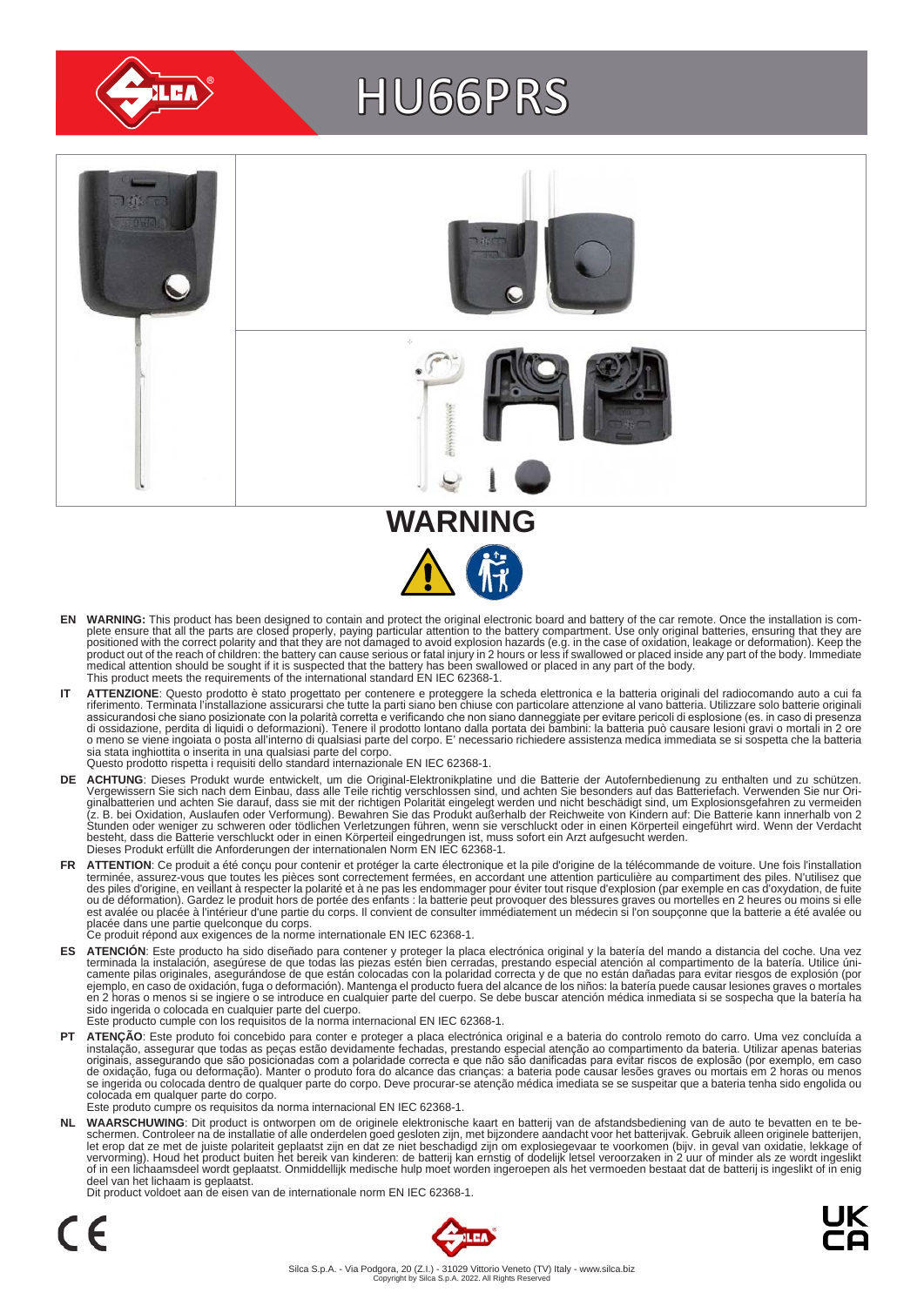# HU66PRS

## WARNING

**EN** **WARNING:** This product has been designed to contain and protect the original electronic board and battery of the car remote. Once the installation is complete ensure that all the parts are closed properly, paying particular attention to the battery compartment. Use only original batteries, ensuring that they are positioned with the correct polarity and that they are not damaged to avoid explosion hazards (e.g. in the case of oxidation, leakage or deformation). Keep the product out of the reach of children: the battery can cause serious or fatal injury in 2 hours or less if swallowed or placed inside any part of the body. Immediate medical attention should be sought if it is suspected that the battery has been swallowed or placed in any part of the body.
This product meets the requirements of the international standard EN IEC 62368-1.

**IT** **ATTENZIONE**: Questo prodotto è stato progettato per contenere e proteggere la scheda elettronica e la batteria originali del radiocomando auto a cui fa riferimento. Terminata l'installazione assicurarsi che tutte la parti siano ben chiuse con particolare attenzione al vano batteria. Utilizzare solo batterie originali assicurandosi che siano posizionate con la polarità corretta e verificando che non siano danneggiate per evitare pericoli di esplosione (es. in caso di presenza di ossidazione, perdita di liquidi o deformazioni). Tenere il prodotto lontano dalla portata dei bambini: la batteria può causare lesioni gravi o mortali in 2 ore o meno se viene ingoiata o posta all'interno di qualsiasi parte del corpo. E' necessario richiedere assistenza medica immediata se si sospetta che la batteria sia stata inghiottita o inserita in una qualsiasi parte del corpo.
Questo prodotto rispetta i requisiti dello standard internazionale EN IEC 62368-1.

**DE** **ACHTUNG**: Dieses Produkt wurde entwickelt, um die Original-Elektronikplatine und die Batterie der Autofernbedienung zu enthalten und zu schützen. Vergewissern Sie sich nach dem Einbau, dass alle Teile richtig verschlossen sind, und achten Sie besonders auf das Batteriefach. Verwenden Sie nur Originalbatterien und achten Sie darauf, dass sie mit der richtigen Polarität eingelegt werden und nicht beschädigt sind, um Explosionsgefahren zu vermeiden (z. B. bei Oxidation, Auslaufen oder Verformung). Bewahren Sie das Produkt außerhalb der Reichweite von Kindern auf: Die Batterie kann innerhalb von 2 Stunden oder weniger zu schweren oder tödlichen Verletzungen führen, wenn sie verschluckt oder in einen Körperteil eingeführt wird. Wenn der Verdacht besteht, dass die Batterie verschluckt oder in einen Körperteil eingedrungen ist, muss sofort ein Arzt aufgesucht werden.
Dieses Produkt erfüllt die Anforderungen der internationalen Norm EN IEC 62368-1.

**FR** **ATTENTION**: Ce produit a été conçu pour contenir et protéger la carte électronique et la pile d'origine de la télécommande de voiture. Une fois l'installation terminée, assurez-vous que toutes les pièces sont correctement fermées, en accordant une attention particulière au compartiment des piles. N'utilisez que des piles d'origine, en veillant à respecter la polarité et à ne pas les endommager pour éviter tout risque d'explosion (par exemple en cas d'oxydation, de fuite ou de déformation). Gardez le produit hors de portée des enfants : la batterie peut provoquer des blessures graves ou mortelles en 2 heures ou moins si elle est avalée ou placée à l'intérieur d'une partie du corps. Il convient de consulter immédiatement un médecin si l'on soupçonne que la batterie a été avalée ou placée dans une partie quelconque du corps.
Ce produit répond aux exigences de la norme internationale EN IEC 62368-1.

**ES** **ATENCIÓN**: Este producto ha sido diseñado para contener y proteger la placa electrónica original y la batería del mando a distancia del coche. Una vez terminada la instalación, asegúrese de que todas las piezas estén bien cerradas, prestando especial atención al compartimento de la batería. Utilice únicamente pilas originales, asegurándose de que están colocadas con la polaridad correcta y de que no están dañadas para evitar riesgos de explosión (por ejemplo, en caso de oxidación, fuga o deformación). Mantenga el producto fuera del alcance de los niños: la batería puede causar lesiones graves o mortales en 2 horas o menos si se ingiere o se introduce en cualquier parte del cuerpo. Se debe buscar atención médica inmediata si se sospecha que la batería ha sido ingerida o colocada en cualquier parte del cuerpo.
Este producto cumple con los requisitos de la norma internacional EN IEC 62368-1.

**PT** **ATENÇÃO**: Este produto foi concebido para conter e proteger a placa electrónica original e a bateria do controlo remoto do carro. Uma vez concluída a instalação, assegurar que todas as peças estão devidamente fechadas, prestando especial atenção ao compartimento da bateria. Utilizar apenas baterias originais, assegurando que são posicionadas com a polaridade correcta e que não são danificadas para evitar riscos de explosão (por exemplo, em caso de oxidação, fuga ou deformação). Manter o produto fora do alcance das crianças: a bateria pode causar lesões graves ou mortais em 2 horas ou menos se ingerida ou colocada dentro de qualquer parte do corpo. Deve procurar-se atenção médica imediata se se suspeitar que a bateria tenha sido engolida ou colocada em qualquer parte do corpo.
Este produto cumpre os requisitos da norma internacional EN IEC 62368-1.

**NL** **WAARSCHUWING**: Dit product is ontworpen om de originele elektronische kaart en batterij van de afstandsbediening van de auto te bevatten en te beschermen. Controleer na de installatie of alle onderdelen goed gesloten zijn, met bijzondere aandacht voor het batterijvak. Gebruik alleen originele batterijen, let erop dat ze met de juiste polariteit geplaatst zijn en dat ze niet beschadigd zijn om explosiegevaar te voorkomen (bijv. in geval van oxidatie, lekkage of vervorming). Houd het product buiten het bereik van kinderen: de batterij kan ernstig of dodelijk letsel veroorzaken in 2 uur of minder als ze wordt ingeslikt of in een lichaamsdeel wordt geplaatst. Onmiddellijk medische hulp moet worden ingeroepen als het vermoeden bestaat dat de batterij is ingeslikt of in enig deel van het lichaam is geplaatst.
Dit product voldoet aan de eisen van de internationale norm EN IEC 62368-1.

Silca S.p.A. - Via Podgora, 20 (Z.I.) - 31029 Vittorio Veneto (TV) Italy - www.silca.biz
Copyright by Silca S.p.A. 2022. All Rights Reserved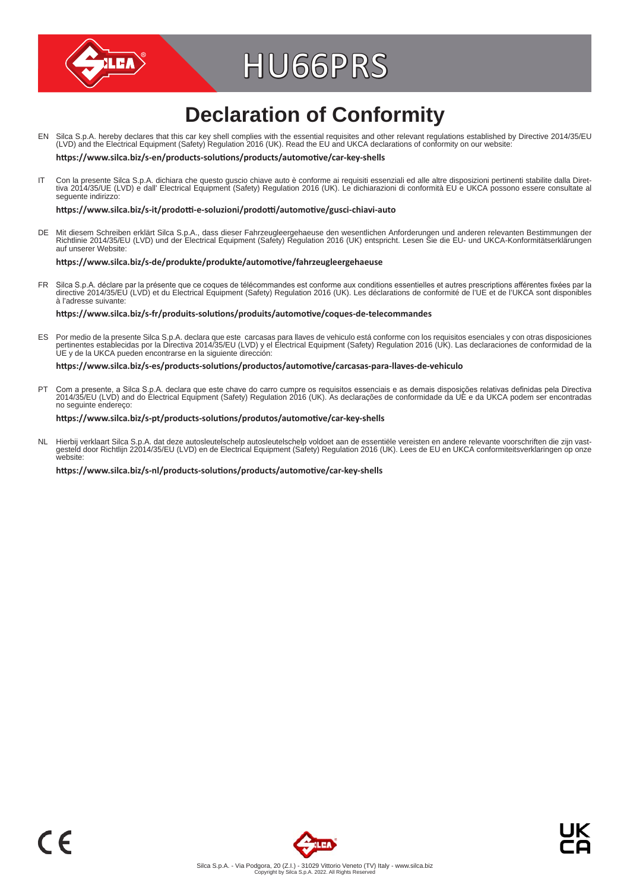# HU66PRS

## Declaration of Conformity

EN Silca S.p.A. hereby declares that this car key shell complies with the essential requisites and other relevant regulations established by Directive 2014/35/EU (LVD) and the Electrical Equipment (Safety) Regulation 2016 (UK). Read the EU and UKCA declarations of conformity on our website:

**https://www.silca.biz/s-en/products-solutions/products/automotive/car-key-shells**

IT Con la presente Silca S.p.A. dichiara che questo guscio chiave auto è conforme ai requisiti essenziali ed alle altre disposizioni pertinenti stabilite dalla Direttiva 2014/35/UE (LVD) e dall' Electrical Equipment (Safety) Regulation 2016 (UK). Le dichiarazioni di conformità EU e UKCA possono essere consultate al seguente indirizzo:

**https://www.silca.biz/s-it/prodotti-e-soluzioni/prodotti/automotive/gusci-chiavi-auto**

DE Mit diesem Schreiben erklärt Silca S.p.A., dass dieser Fahrzeugleergehaeuse den wesentlichen Anforderungen und anderen relevanten Bestimmungen der Richtlinie 2014/35/EU (LVD) und der Electrical Equipment (Safety) Regulation 2016 (UK) entspricht. Lesen Sie die EU- und UKCA-Konformitätserklärungen auf unserer Website:

**https://www.silca.biz/s-de/produkte/produkte/automotive/fahrzeugleergehaeuse**

FR Silca S.p.A. déclare par la présente que ce coques de télécommandes est conforme aux conditions essentielles et autres prescriptions afférentes fixées par la directive 2014/35/EU (LVD) et du Electrical Equipment (Safety) Regulation 2016 (UK). Les déclarations de conformité de l'UE et de l'UKCA sont disponibles à l'adresse suivante:

**https://www.silca.biz/s-fr/produits-solutions/produits/automotive/coques-de-telecommandes**

ES Por medio de la presente Silca S.p.A. declara que este carcasas para llaves de vehiculo está conforme con los requisitos esenciales y con otras disposiciones pertinentes establecidas por la Directiva 2014/35/EU (LVD) y el Electrical Equipment (Safety) Regulation 2016 (UK). Las declaraciones de conformidad de la UE y de la UKCA pueden encontrarse en la siguiente dirección:

**https://www.silca.biz/s-es/products-solutions/productos/automotive/carcasas-para-llaves-de-vehiculo**

PT Com a presente, a Silca S.p.A. declara que este chave do carro cumpre os requisitos essenciais e as demais disposições relativas definidas pela Directiva 2014/35/EU (LVD) and do Electrical Equipment (Safety) Regulation 2016 (UK). As declarações de conformidade da UE e da UKCA podem ser encontradas no seguinte endereço:

**https://www.silca.biz/s-pt/products-solutions/produtos/automotive/car-key-shells**

NL Hierbij verklaart Silca S.p.A. dat deze autosleutelschelp autosleutelschelp voldoet aan de essentiële vereisten en andere relevante voorschriften die zijn vastgesteld door Richtlijn 22014/35/EU (LVD) en de Electrical Equipment (Safety) Regulation 2016 (UK). Lees de EU en UKCA conformiteitsverklaringen op onze website:

**https://www.silca.biz/s-nl/products-solutions/products/automotive/car-key-shells**

CE

UK CA

Silca S.p.A. - Via Podgora, 20 (Z.I.) - 31029 Vittorio Veneto (TV) Italy - www.silca.biz
Copyright by Silca S.p.A. 2022. All Rights Reserved